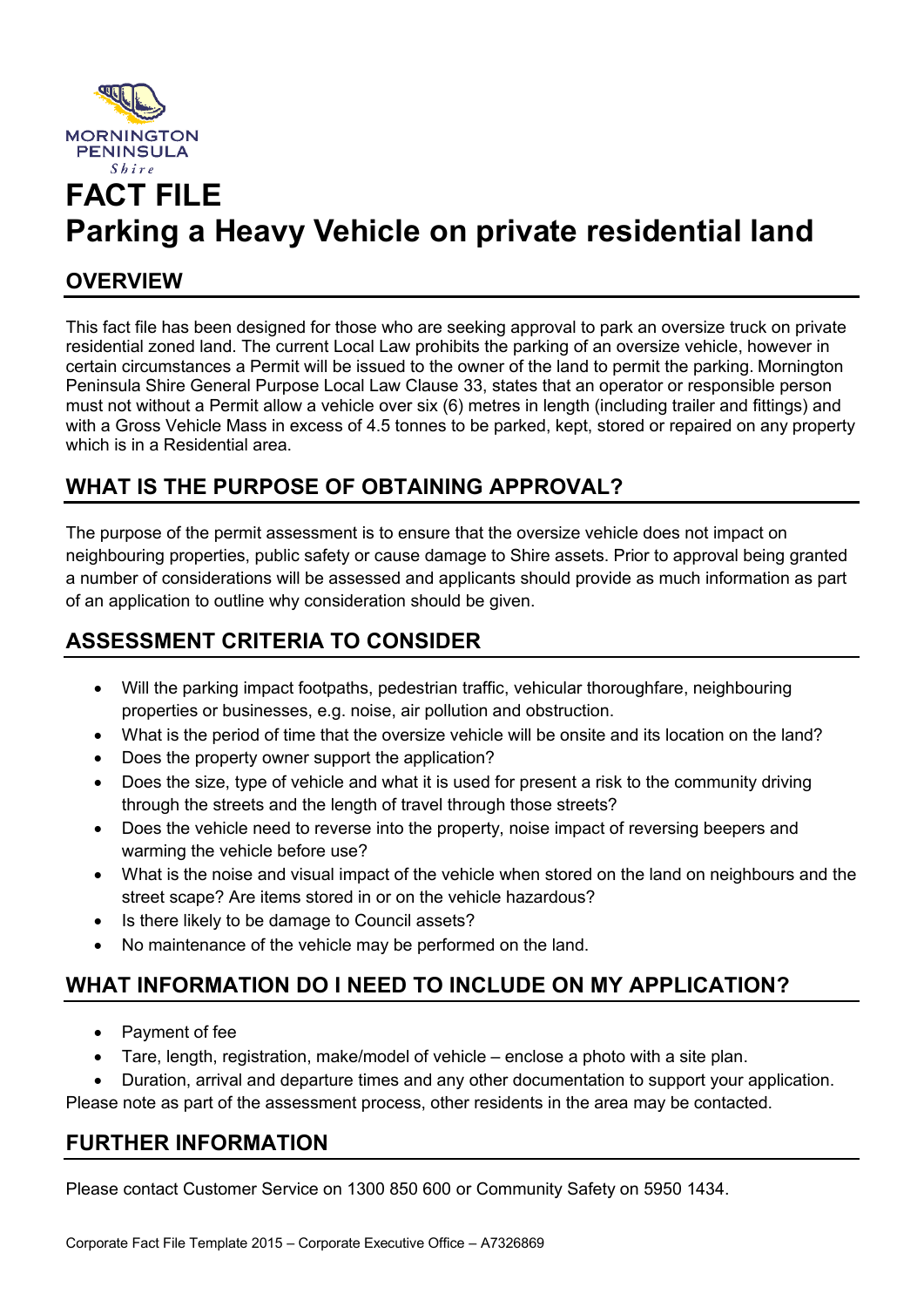MORNINGTON PENINSULA *Shire*

# FACT FILE
# Parking a Heavy Vehicle on private residential land

## OVERVIEW

This fact file has been designed for those who are seeking approval to park an oversize truck on private residential zoned land. The current Local Law prohibits the parking of an oversize vehicle, however in certain circumstances a Permit will be issued to the owner of the land to permit the parking. Mornington Peninsula Shire General Purpose Local Law Clause 33, states that an operator or responsible person must not without a Permit allow a vehicle over six (6) metres in length (including trailer and fittings) and with a Gross Vehicle Mass in excess of 4.5 tonnes to be parked, kept, stored or repaired on any property which is in a Residential area.

## WHAT IS THE PURPOSE OF OBTAINING APPROVAL?

The purpose of the permit assessment is to ensure that the oversize vehicle does not impact on neighbouring properties, public safety or cause damage to Shire assets. Prior to approval being granted a number of considerations will be assessed and applicants should provide as much information as part of an application to outline why consideration should be given.

## ASSESSMENT CRITERIA TO CONSIDER

- Will the parking impact footpaths, pedestrian traffic, vehicular thoroughfare, neighbouring properties or businesses, e.g. noise, air pollution and obstruction.
- What is the period of time that the oversize vehicle will be onsite and its location on the land?
- Does the property owner support the application?
- Does the size, type of vehicle and what it is used for present a risk to the community driving through the streets and the length of travel through those streets?
- Does the vehicle need to reverse into the property, noise impact of reversing beepers and warming the vehicle before use?
- What is the noise and visual impact of the vehicle when stored on the land on neighbours and the street scape? Are items stored in or on the vehicle hazardous?
- Is there likely to be damage to Council assets?
- No maintenance of the vehicle may be performed on the land.

## WHAT INFORMATION DO I NEED TO INCLUDE ON MY APPLICATION?

- Payment of fee
- Tare, length, registration, make/model of vehicle – enclose a photo with a site plan.
- Duration, arrival and departure times and any other documentation to support your application.

Please note as part of the assessment process, other residents in the area may be contacted.

## FURTHER INFORMATION

Please contact Customer Service on 1300 850 600 or Community Safety on 5950 1434.

Corporate Fact File Template 2015 – Corporate Executive Office – A7326869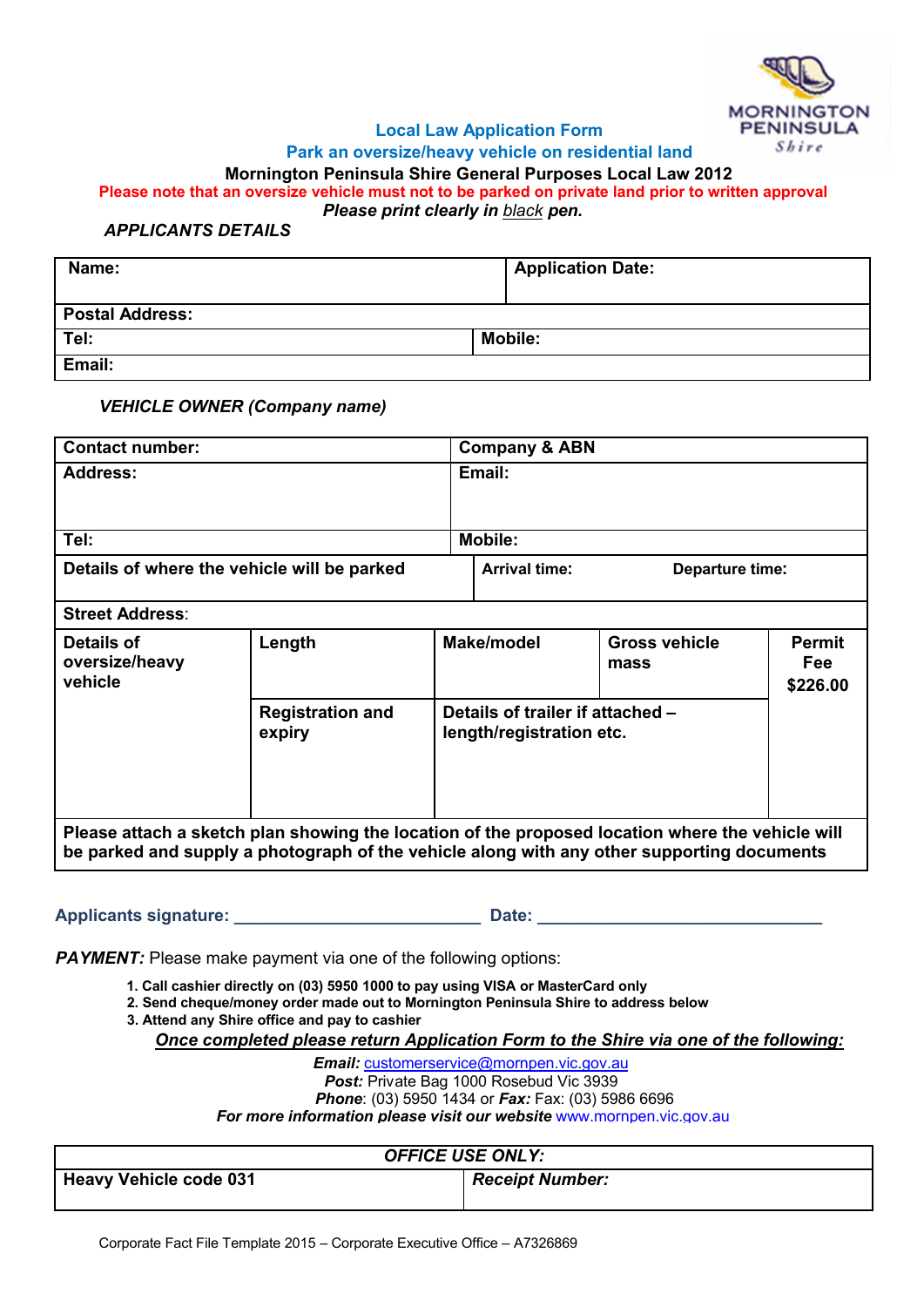MORNINGTON PENINSULA *Shire*

## Local Law Application Form

### Park an oversize/heavy vehicle on residential land

**Mornington Peninsula Shire General Purposes Local Law 2012**

**Please note that an oversize vehicle must not to be parked on private land prior to written approval**

***Please print clearly in black pen.***

***APPLICANTS DETAILS***

| | |
|---|---|
| **Name:** | **Application Date:** |
| **Postal Address:** | |
| **Tel:** | **Mobile:** |
| **Email:** | |

***VEHICLE OWNER (Company name)***

| | | | | |
|---|---|---|---|---|
| **Contact number:** | | **Company & ABN** | | |
| **Address:** | | **Email:** | | |
| **Tel:** | | **Mobile:** | | |
| **Details of where the vehicle will be parked** | | **Arrival time:** | **Departure time:** | |
| **Street Address**: | | | | |
| **Details of oversize/heavy vehicle** | **Length** | **Make/model** | **Gross vehicle mass** | **Permit Fee $226.00** |
| | **Registration and expiry** | **Details of trailer if attached – length/registration etc.** | | |
| **Please attach a sketch plan showing the location of the proposed location where the vehicle will be parked and supply a photograph of the vehicle along with any other supporting documents** | | | | |

**Applicants signature: _________________________ Date: _____________________________**

***PAYMENT:*** Please make payment via one of the following options:

1. **Call cashier directly on (03) 5950 1000 to pay using VISA or MasterCard only**
2. **Send cheque/money order made out to Mornington Peninsula Shire to address below**
3. **Attend any Shire office and pay to cashier**

***Once completed please return Application Form to the Shire via one of the following:***

***Email:*** customerservice@mornpen.vic.gov.au
***Post:*** Private Bag 1000 Rosebud Vic 3939
***Phone***: (03) 5950 1434 or ***Fax:*** Fax: (03) 5986 6696
***For more information please visit our website*** www.mornpen.vic.gov.au

| ***OFFICE USE ONLY:*** | |
|---|---|
| **Heavy Vehicle code 031** | ***Receipt Number:*** |

Corporate Fact File Template 2015 – Corporate Executive Office – A7326869